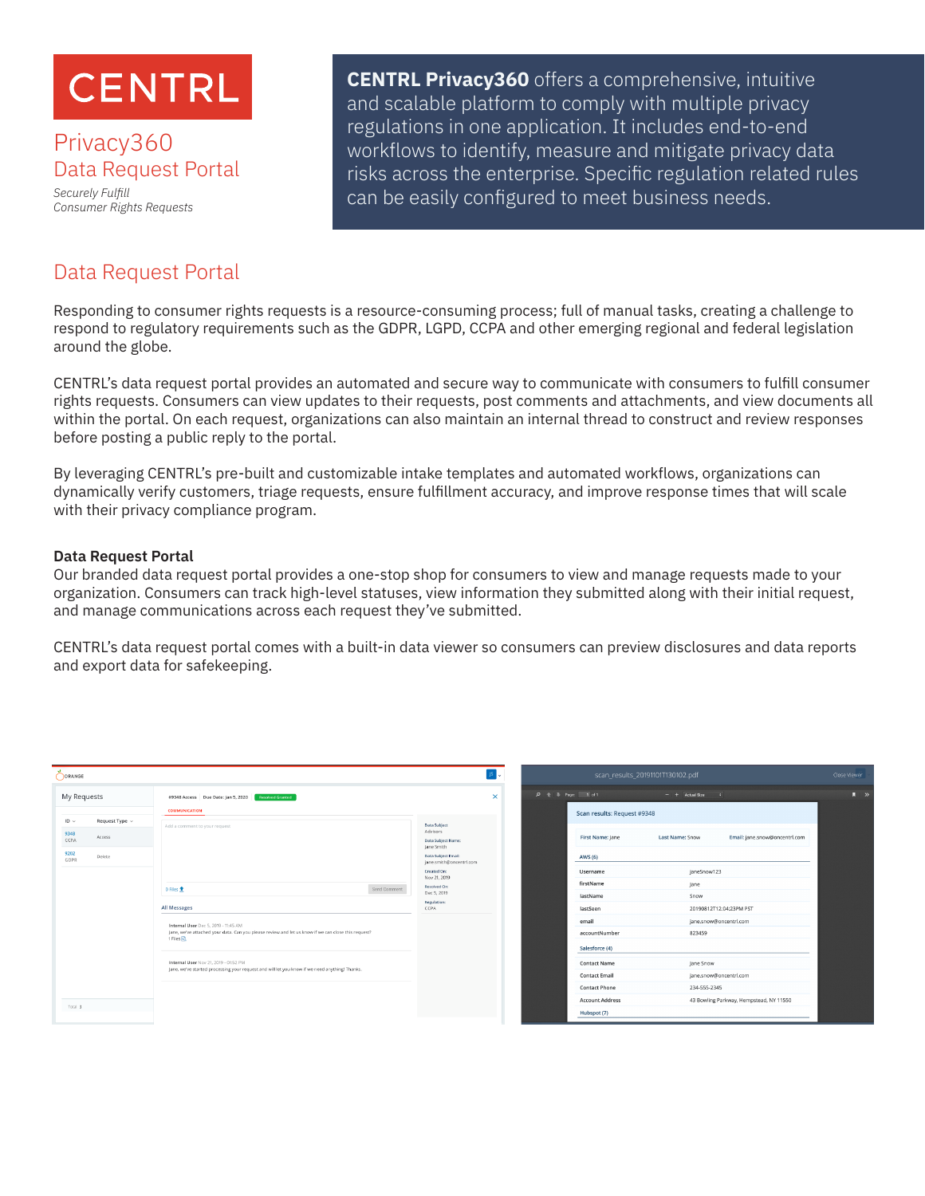# CENTRL

## Privacy360
## Data Request Portal

*Securely Fulfill Consumer Rights Requests*

**CENTRL Privacy360** offers a comprehensive, intuitive and scalable platform to comply with multiple privacy regulations in one application. It includes end-to-end workflows to identify, measure and mitigate privacy data risks across the enterprise. Specific regulation related rules can be easily configured to meet business needs.

## Data Request Portal

Responding to consumer rights requests is a resource-consuming process; full of manual tasks, creating a challenge to respond to regulatory requirements such as the GDPR, LGPD, CCPA and other emerging regional and federal legislation around the globe.

CENTRL's data request portal provides an automated and secure way to communicate with consumers to fulfill consumer rights requests. Consumers can view updates to their requests, post comments and attachments, and view documents all within the portal. On each request, organizations can also maintain an internal thread to construct and review responses before posting a public reply to the portal.

By leveraging CENTRL's pre-built and customizable intake templates and automated workflows, organizations can dynamically verify customers, triage requests, ensure fulfillment accuracy, and improve response times that will scale with their privacy compliance program.

### Data Request Portal

Our branded data request portal provides a one-stop shop for consumers to view and manage requests made to your organization. Consumers can track high-level statuses, view information they submitted along with their initial request, and manage communications across each request they've submitted.

CENTRL's data request portal comes with a built-in data viewer so consumers can preview disclosures and data reports and export data for safekeeping.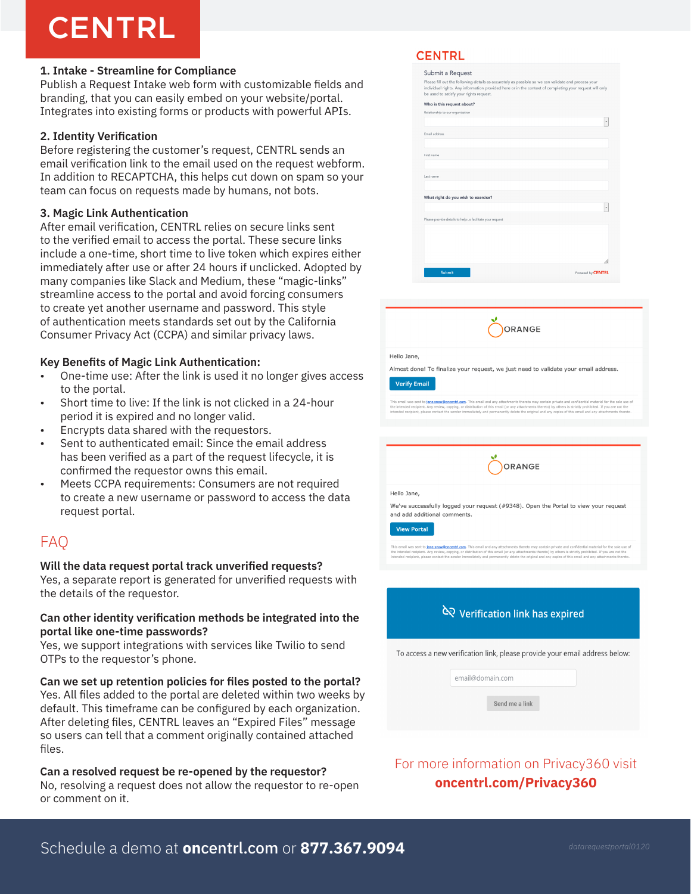# CENTRL

## 1. Intake - Streamline for Compliance

Publish a Request Intake web form with customizable fields and branding, that you can easily embed on your website/portal. Integrates into existing forms or products with powerful APIs.

## 2. Identity Verification

Before registering the customer's request, CENTRL sends an email verification link to the email used on the request webform. In addition to RECAPTCHA, this helps cut down on spam so your team can focus on requests made by humans, not bots.

## 3. Magic Link Authentication

After email verification, CENTRL relies on secure links sent to the verified email to access the portal. These secure links include a one-time, short time to live token which expires either immediately after use or after 24 hours if unclicked. Adopted by many companies like Slack and Medium, these "magic-links" streamline access to the portal and avoid forcing consumers to create yet another username and password. This style of authentication meets standards set out by the California Consumer Privacy Act (CCPA) and similar privacy laws.

### Key Benefits of Magic Link Authentication:

- One-time use: After the link is used it no longer gives access to the portal.
- Short time to live: If the link is not clicked in a 24-hour period it is expired and no longer valid.
- Encrypts data shared with the requestors.
- Sent to authenticated email: Since the email address has been verified as a part of the request lifecycle, it is confirmed the requestor owns this email.
- Meets CCPA requirements: Consumers are not required to create a new username or password to access the data request portal.

## FAQ

**Will the data request portal track unverified requests?**
Yes, a separate report is generated for unverified requests with the details of the requestor.

**Can other identity verification methods be integrated into the portal like one-time passwords?**
Yes, we support integrations with services like Twilio to send OTPs to the requestor's phone.

**Can we set up retention policies for files posted to the portal?**
Yes. All files added to the portal are deleted within two weeks by default. This timeframe can be configured by each organization. After deleting files, CENTRL leaves an "Expired Files" message so users can tell that a comment originally contained attached files.

**Can a resolved request be re-opened by the requestor?**
No, resolving a request does not allow the requestor to re-open or comment on it.

CENTRL

Submit a Request

Please fill out the following details as accurately as possible so we can validate and process your individual rights. Any information provided here or in the context of completing your request will only be used to satisfy your rights request.

**Who is this request about?**

Relationship to our organization

Email address

First name

Last name

**What right do you wish to exercise?**

Please provide details to help us facilitate your request

Submit

Powered by CENTRL

ORANGE

Hello Jane,

Almost done! To finalize your request, we just need to validate your email address.

Verify Email

This email was sent to jane.snow@oncentrl.com. This email and any attachments thereto may contain private and confidential material for the sole use of the intended recipient. Any review, copying, or distribution of this email (or any attachments thereto) by others is strictly prohibited. If you are not the intended recipient, please contact the sender immediately and permanently delete the original and any copies of this email and any attachments thereto.

ORANGE

Hello Jane,

We've successfully logged your request (#9348). Open the Portal to view your request and add additional comments.

View Portal

This email was sent to jane.snow@oncentrl.com. This email and any attachments thereto may contain private and confidential material for the sole use of the intended recipient. Any review, copying, or distribution of this email (or any attachments thereto) by others is strictly prohibited. If you are not the intended recipient, please contact the sender immediately and permanently delete the original and any copies of this email and any attachments thereto.

Verification link has expired

To access a new verification link, please provide your email address below:

email@domain.com

Send me a link

For more information on Privacy360 visit **oncentrl.com/Privacy360**

Schedule a demo at **oncentrl.com** or **877.367.9094**

*datarequestportal0120*